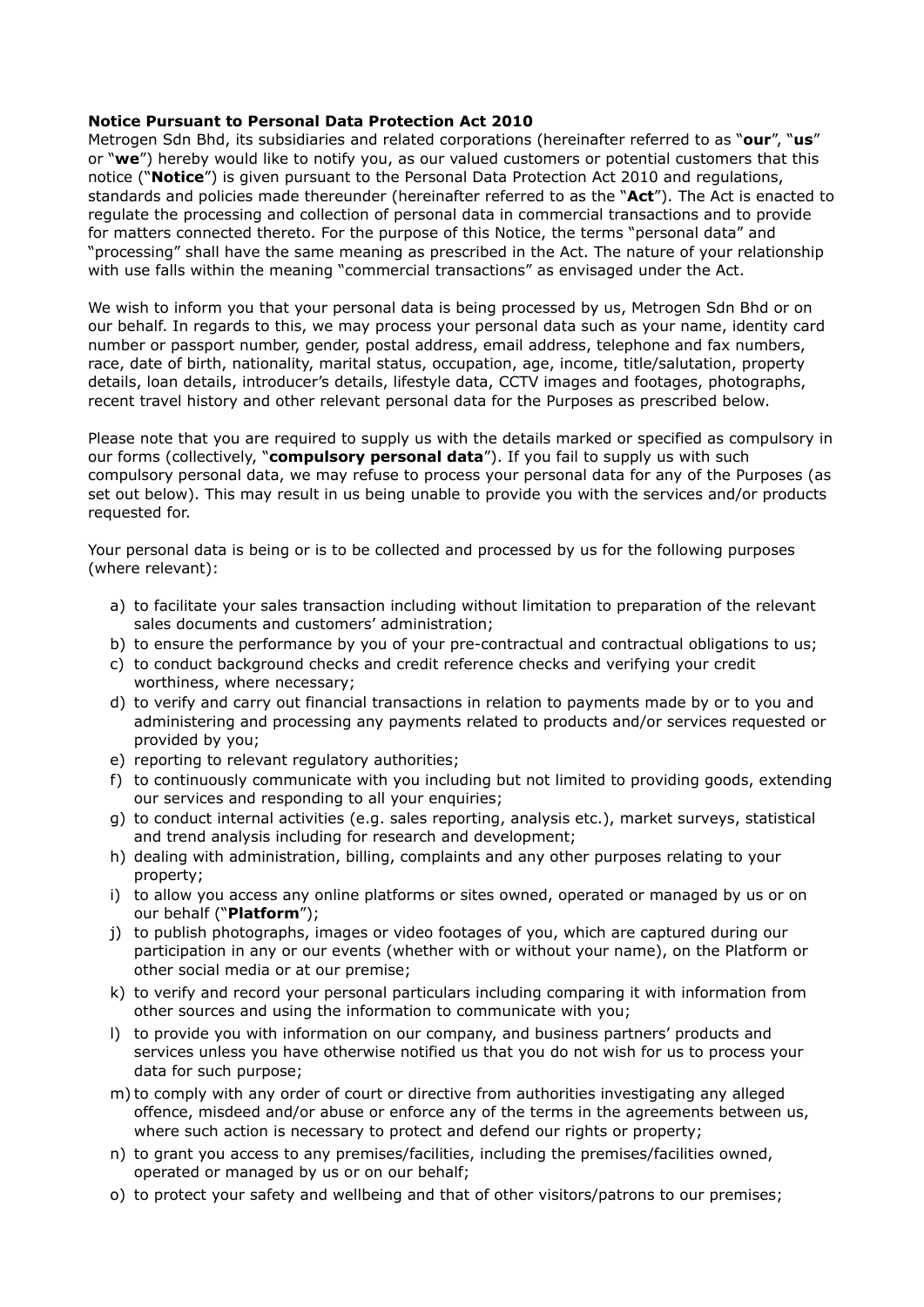**Notice Pursuant to Personal Data Protection Act 2010**
Metrogen Sdn Bhd, its subsidiaries and related corporations (hereinafter referred to as "**our**", "**us**" or "**we**") hereby would like to notify you, as our valued customers or potential customers that this notice ("**Notice**") is given pursuant to the Personal Data Protection Act 2010 and regulations, standards and policies made thereunder (hereinafter referred to as the "**Act**"). The Act is enacted to regulate the processing and collection of personal data in commercial transactions and to provide for matters connected thereto. For the purpose of this Notice, the terms "personal data" and "processing" shall have the same meaning as prescribed in the Act. The nature of your relationship with use falls within the meaning "commercial transactions" as envisaged under the Act.

We wish to inform you that your personal data is being processed by us, Metrogen Sdn Bhd or on our behalf. In regards to this, we may process your personal data such as your name, identity card number or passport number, gender, postal address, email address, telephone and fax numbers, race, date of birth, nationality, marital status, occupation, age, income, title/salutation, property details, loan details, introducer's details, lifestyle data, CCTV images and footages, photographs, recent travel history and other relevant personal data for the Purposes as prescribed below.

Please note that you are required to supply us with the details marked or specified as compulsory in our forms (collectively, "**compulsory personal data**"). If you fail to supply us with such compulsory personal data, we may refuse to process your personal data for any of the Purposes (as set out below). This may result in us being unable to provide you with the services and/or products requested for.

Your personal data is being or is to be collected and processed by us for the following purposes (where relevant):

a) to facilitate your sales transaction including without limitation to preparation of the relevant sales documents and customers' administration;
b) to ensure the performance by you of your pre-contractual and contractual obligations to us;
c) to conduct background checks and credit reference checks and verifying your credit worthiness, where necessary;
d) to verify and carry out financial transactions in relation to payments made by or to you and administering and processing any payments related to products and/or services requested or provided by you;
e) reporting to relevant regulatory authorities;
f) to continuously communicate with you including but not limited to providing goods, extending our services and responding to all your enquiries;
g) to conduct internal activities (e.g. sales reporting, analysis etc.), market surveys, statistical and trend analysis including for research and development;
h) dealing with administration, billing, complaints and any other purposes relating to your property;
i) to allow you access any online platforms or sites owned, operated or managed by us or on our behalf ("**Platform**");
j) to publish photographs, images or video footages of you, which are captured during our participation in any or our events (whether with or without your name), on the Platform or other social media or at our premise;
k) to verify and record your personal particulars including comparing it with information from other sources and using the information to communicate with you;
l) to provide you with information on our company, and business partners' products and services unless you have otherwise notified us that you do not wish for us to process your data for such purpose;
m) to comply with any order of court or directive from authorities investigating any alleged offence, misdeed and/or abuse or enforce any of the terms in the agreements between us, where such action is necessary to protect and defend our rights or property;
n) to grant you access to any premises/facilities, including the premises/facilities owned, operated or managed by us or on our behalf;
o) to protect your safety and wellbeing and that of other visitors/patrons to our premises;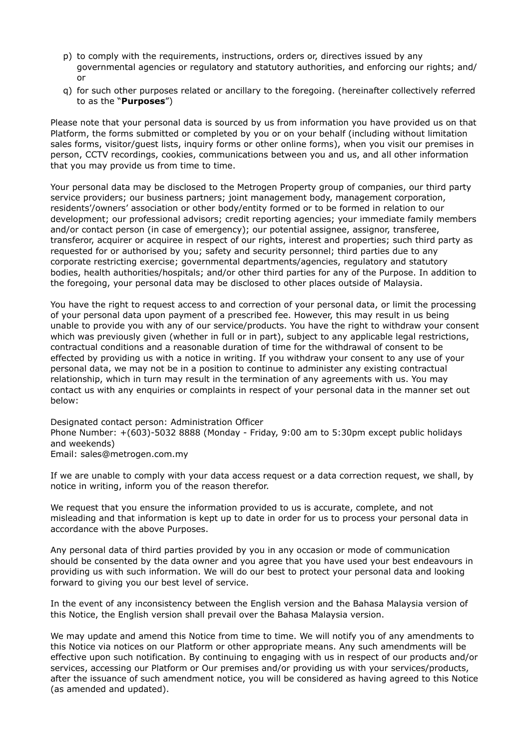p) to comply with the requirements, instructions, orders or, directives issued by any governmental agencies or regulatory and statutory authorities, and enforcing our rights; and/ or

q) for such other purposes related or ancillary to the foregoing. (hereinafter collectively referred to as the "**Purposes**")

Please note that your personal data is sourced by us from information you have provided us on that Platform, the forms submitted or completed by you or on your behalf (including without limitation sales forms, visitor/guest lists, inquiry forms or other online forms), when you visit our premises in person, CCTV recordings, cookies, communications between you and us, and all other information that you may provide us from time to time.

Your personal data may be disclosed to the Metrogen Property group of companies, our third party service providers; our business partners; joint management body, management corporation, residents'/owners' association or other body/entity formed or to be formed in relation to our development; our professional advisors; credit reporting agencies; your immediate family members and/or contact person (in case of emergency); our potential assignee, assignor, transferee, transferor, acquirer or acquiree in respect of our rights, interest and properties; such third party as requested for or authorised by you; safety and security personnel; third parties due to any corporate restricting exercise; governmental departments/agencies, regulatory and statutory bodies, health authorities/hospitals; and/or other third parties for any of the Purpose. In addition to the foregoing, your personal data may be disclosed to other places outside of Malaysia.

You have the right to request access to and correction of your personal data, or limit the processing of your personal data upon payment of a prescribed fee. However, this may result in us being unable to provide you with any of our service/products. You have the right to withdraw your consent which was previously given (whether in full or in part), subject to any applicable legal restrictions, contractual conditions and a reasonable duration of time for the withdrawal of consent to be effected by providing us with a notice in writing. If you withdraw your consent to any use of your personal data, we may not be in a position to continue to administer any existing contractual relationship, which in turn may result in the termination of any agreements with us. You may contact us with any enquiries or complaints in respect of your personal data in the manner set out below:

Designated contact person: Administration Officer
Phone Number: +(603)-5032 8888 (Monday - Friday, 9:00 am to 5:30pm except public holidays and weekends)
Email: sales@metrogen.com.my

If we are unable to comply with your data access request or a data correction request, we shall, by notice in writing, inform you of the reason therefor.

We request that you ensure the information provided to us is accurate, complete, and not misleading and that information is kept up to date in order for us to process your personal data in accordance with the above Purposes.

Any personal data of third parties provided by you in any occasion or mode of communication should be consented by the data owner and you agree that you have used your best endeavours in providing us with such information. We will do our best to protect your personal data and looking forward to giving you our best level of service.

In the event of any inconsistency between the English version and the Bahasa Malaysia version of this Notice, the English version shall prevail over the Bahasa Malaysia version.

We may update and amend this Notice from time to time. We will notify you of any amendments to this Notice via notices on our Platform or other appropriate means. Any such amendments will be effective upon such notification. By continuing to engaging with us in respect of our products and/or services, accessing our Platform or Our premises and/or providing us with your services/products, after the issuance of such amendment notice, you will be considered as having agreed to this Notice (as amended and updated).